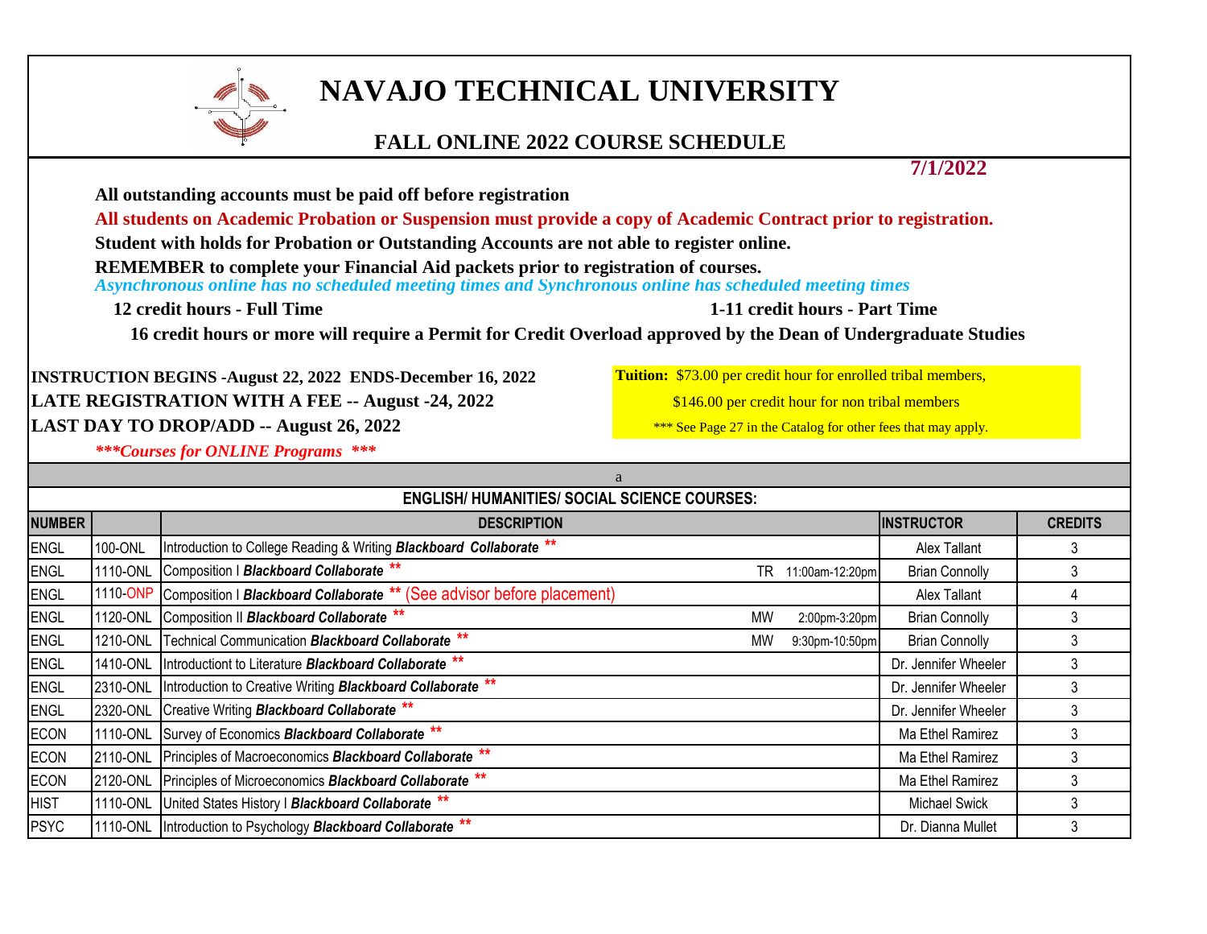# NAVAJO TECHNICAL UNIVERSITY

## FALL ONLINE 2022 COURSE SCHEDULE

**7/1/2022**

**All outstanding accounts must be paid off before registration**

**All students on Academic Probation or Suspension must provide a copy of Academic Contract prior to registration.**

**Student with holds for Probation or Outstanding Accounts are not able to register online.**

**REMEMBER to complete your Financial Aid packets prior to registration of courses.**

***Asynchronous online has no scheduled meeting times and Synchronous online has scheduled meeting times***

**12 credit hours - Full Time** **1-11 credit hours - Part Time**

**16 credit hours or more will require a Permit for Credit Overload approved by the Dean of Undergraduate Studies**

**INSTRUCTION BEGINS -August 22, 2022 ENDS-December 16, 2022**

**LATE REGISTRATION WITH A FEE -- August -24, 2022**

**LAST DAY TO DROP/ADD -- August 26, 2022**

***\*\*\*Courses for ONLINE Programs \*\*\****

**Tuition:** $73.00 per credit hour for enrolled tribal members,

$146.00 per credit hour for non tribal members

*** See Page 27 in the Catalog for other fees that may apply.

a

**ENGLISH/ HUMANITIES/ SOCIAL SCIENCE COURSES:**

| NUMBER | | DESCRIPTION | | | INSTRUCTOR | CREDITS |
|---|---|---|---|---|---|---|
| ENGL | 100-ONL | Introduction to College Reading & Writing ***Blackboard Collaborate*** ** | | | Alex Tallant | 3 |
| ENGL | 1110-ONL | Composition I ***Blackboard Collaborate*** ** | TR | 11:00am-12:20pm | Brian Connolly | 3 |
| ENGL | 1110-ONP | Composition I ***Blackboard Collaborate*** ** (See advisor before placement) | | | Alex Tallant | 4 |
| ENGL | 1120-ONL | Composition II ***Blackboard Collaborate*** ** | MW | 2:00pm-3:20pm | Brian Connolly | 3 |
| ENGL | 1210-ONL | Technical Communication ***Blackboard Collaborate*** ** | MW | 9:30pm-10:50pm | Brian Connolly | 3 |
| ENGL | 1410-ONL | Introductiont to Literature ***Blackboard Collaborate*** ** | | | Dr. Jennifer Wheeler | 3 |
| ENGL | 2310-ONL | Introduction to Creative Writing ***Blackboard Collaborate*** ** | | | Dr. Jennifer Wheeler | 3 |
| ENGL | 2320-ONL | Creative Writing ***Blackboard Collaborate*** ** | | | Dr. Jennifer Wheeler | 3 |
| ECON | 1110-ONL | Survey of Economics ***Blackboard Collaborate*** ** | | | Ma Ethel Ramirez | 3 |
| ECON | 2110-ONL | Principles of Macroeconomics ***Blackboard Collaborate*** ** | | | Ma Ethel Ramirez | 3 |
| ECON | 2120-ONL | Principles of Microeconomics ***Blackboard Collaborate*** ** | | | Ma Ethel Ramirez | 3 |
| HIST | 1110-ONL | United States History I ***Blackboard Collaborate*** ** | | | Michael Swick | 3 |
| PSYC | 1110-ONL | Introduction to Psychology ***Blackboard Collaborate*** ** | | | Dr. Dianna Mullet | 3 |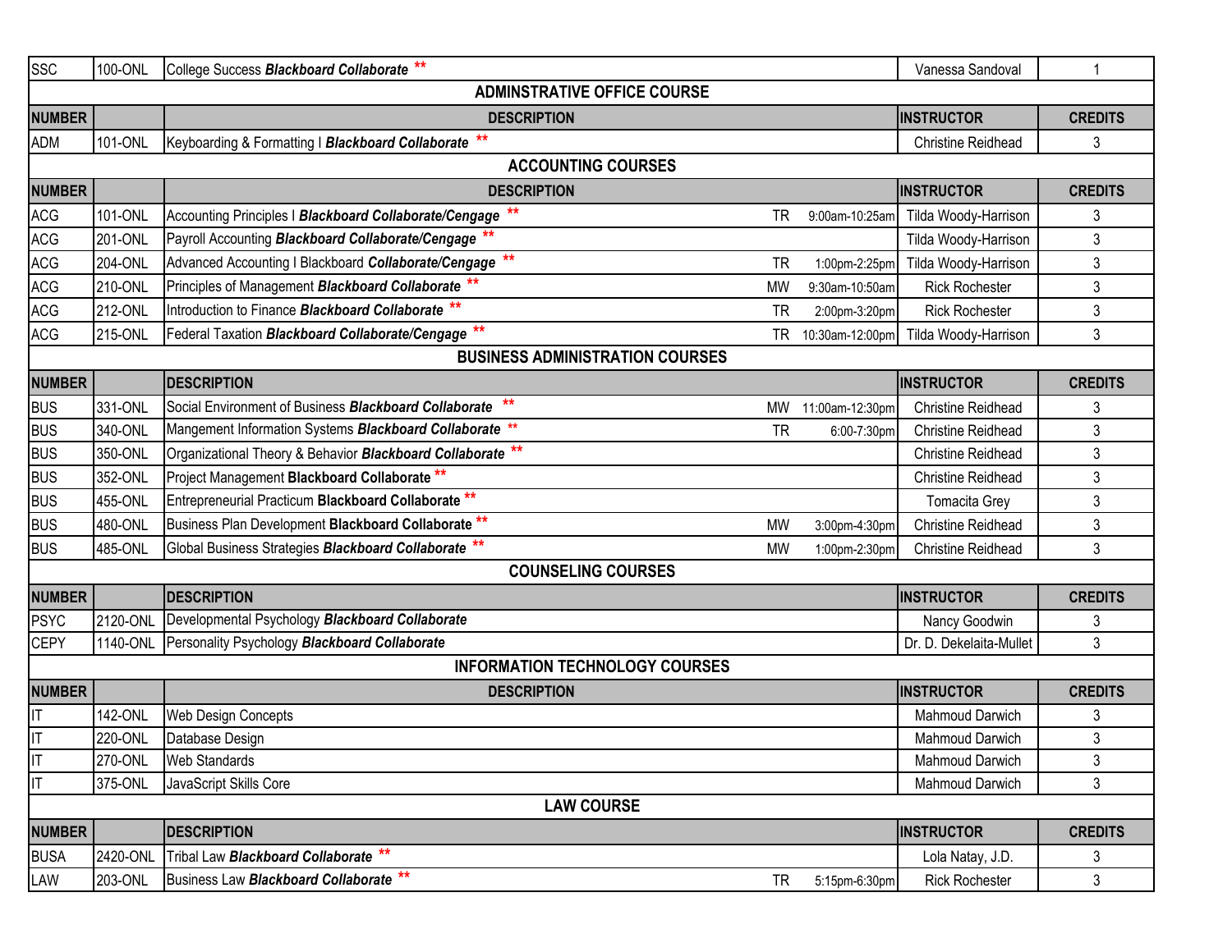| | | | | | | |
|---|---|---|---|---|---|---|
| SSC | 100-ONL | College Success ***Blackboard Collaborate*** ** | | | Vanessa Sandoval | 1 |

## ADMINSTRATIVE OFFICE COURSE

| NUMBER | | DESCRIPTION | | | INSTRUCTOR | CREDITS |
|---|---|---|---|---|---|---|
| ADM | 101-ONL | Keyboarding & Formatting I ***Blackboard Collaborate*** ** | | | Christine Reidhead | 3 |

## ACCOUNTING COURSES

| NUMBER | | DESCRIPTION | | | INSTRUCTOR | CREDITS |
|---|---|---|---|---|---|---|
| ACG | 101-ONL | Accounting Principles I ***Blackboard Collaborate/Cengage*** ** | TR | 9:00am-10:25am | Tilda Woody-Harrison | 3 |
| ACG | 201-ONL | Payroll Accounting ***Blackboard Collaborate/Cengage*** ** | | | Tilda Woody-Harrison | 3 |
| ACG | 204-ONL | Advanced Accounting I Blackboard ***Collaborate/Cengage*** ** | TR | 1:00pm-2:25pm | Tilda Woody-Harrison | 3 |
| ACG | 210-ONL | Principles of Management ***Blackboard Collaborate*** ** | MW | 9:30am-10:50am | Rick Rochester | 3 |
| ACG | 212-ONL | Introduction to Finance ***Blackboard Collaborate*** ** | TR | 2:00pm-3:20pm | Rick Rochester | 3 |
| ACG | 215-ONL | Federal Taxation ***Blackboard Collaborate/Cengage*** ** | TR | 10:30am-12:00pm | Tilda Woody-Harrison | 3 |

## BUSINESS ADMINISTRATION COURSES

| NUMBER | | DESCRIPTION | | | INSTRUCTOR | CREDITS |
|---|---|---|---|---|---|---|
| BUS | 331-ONL | Social Environment of Business ***Blackboard Collaborate*** ** | MW | 11:00am-12:30pm | Christine Reidhead | 3 |
| BUS | 340-ONL | Mangement Information Systems ***Blackboard Collaborate*** ** | TR | 6:00-7:30pm | Christine Reidhead | 3 |
| BUS | 350-ONL | Organizational Theory & Behavior ***Blackboard Collaborate*** ** | | | Christine Reidhead | 3 |
| BUS | 352-ONL | Project Management **Blackboard Collaborate** ** | | | Christine Reidhead | 3 |
| BUS | 455-ONL | Entrepreneurial Practicum **Blackboard Collaborate** ** | | | Tomacita Grey | 3 |
| BUS | 480-ONL | Business Plan Development **Blackboard Collaborate** ** | MW | 3:00pm-4:30pm | Christine Reidhead | 3 |
| BUS | 485-ONL | Global Business Strategies ***Blackboard Collaborate*** ** | MW | 1:00pm-2:30pm | Christine Reidhead | 3 |

## COUNSELING COURSES

| NUMBER | | DESCRIPTION | | | INSTRUCTOR | CREDITS |
|---|---|---|---|---|---|---|
| PSYC | 2120-ONL | Developmental Psychology ***Blackboard Collaborate*** | | | Nancy Goodwin | 3 |
| CEPY | 1140-ONL | Personality Psychology ***Blackboard Collaborate*** | | | Dr. D. Dekelaita-Mullet | 3 |

## INFORMATION TECHNOLOGY COURSES

| NUMBER | | DESCRIPTION | | | INSTRUCTOR | CREDITS |
|---|---|---|---|---|---|---|
| IT | 142-ONL | Web Design Concepts | | | Mahmoud Darwich | 3 |
| IT | 220-ONL | Database Design | | | Mahmoud Darwich | 3 |
| IT | 270-ONL | Web Standards | | | Mahmoud Darwich | 3 |
| IT | 375-ONL | JavaScript Skills Core | | | Mahmoud Darwich | 3 |

## LAW COURSE

| NUMBER | | DESCRIPTION | | | INSTRUCTOR | CREDITS |
|---|---|---|---|---|---|---|
| BUSA | 2420-ONL | Tribal Law ***Blackboard Collaborate*** ** | | | Lola Natay, J.D. | 3 |
| LAW | 203-ONL | Business Law ***Blackboard Collaborate*** ** | TR | 5:15pm-6:30pm | Rick Rochester | 3 |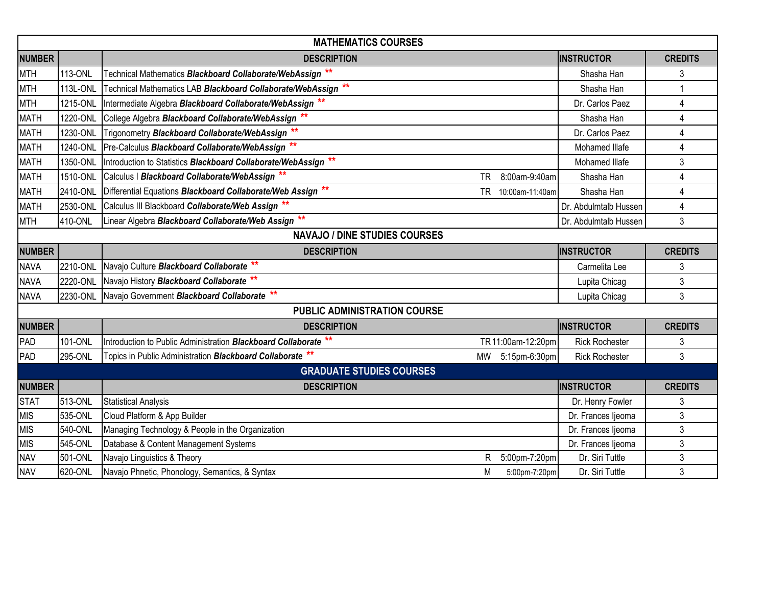| MATHEMATICS COURSES | | | | | |
|---|---|---|---|---|---|
| **NUMBER** | | **DESCRIPTION** | | **INSTRUCTOR** | **CREDITS** |
| MTH | 113-ONL | Technical Mathematics ***Blackboard Collaborate/WebAssign*** ** | | Shasha Han | 3 |
| MTH | 113L-ONL | Technical Mathematics LAB ***Blackboard Collaborate/WebAssign*** ** | | Shasha Han | 1 |
| MTH | 1215-ONL | Intermediate Algebra ***Blackboard Collaborate/WebAssign*** ** | | Dr. Carlos Paez | 4 |
| MATH | 1220-ONL | College Algebra ***Blackboard Collaborate/WebAssign*** ** | | Shasha Han | 4 |
| MATH | 1230-ONL | Trigonometry ***Blackboard Collaborate/WebAssign*** ** | | Dr. Carlos Paez | 4 |
| MATH | 1240-ONL | Pre-Calculus ***Blackboard Collaborate/WebAssign*** ** | | Mohamed Illafe | 4 |
| MATH | 1350-ONL | Introduction to Statistics ***Blackboard Collaborate/WebAssign*** ** | | Mohamed Illafe | 3 |
| MATH | 1510-ONL | Calculus I ***Blackboard Collaborate/WebAssign*** ** | TR 8:00am-9:40am | Shasha Han | 4 |
| MATH | 2410-ONL | Differential Equations ***Blackboard Collaborate/Web Assign*** ** | TR 10:00am-11:40am | Shasha Han | 4 |
| MATH | 2530-ONL | Calculus III Blackboard ***Collaborate/Web Assign*** ** | | Dr. Abdulmtalb Hussen | 4 |
| MTH | 410-ONL | Linear Algebra ***Blackboard Collaborate/Web Assign*** ** | | Dr. Abdulmtalb Hussen | 3 |
| **NAVAJO / DINE STUDIES COURSES** | | | | | |
| **NUMBER** | | **DESCRIPTION** | | **INSTRUCTOR** | **CREDITS** |
| NAVA | 2210-ONL | Navajo Culture ***Blackboard Collaborate*** ** | | Carmelita Lee | 3 |
| NAVA | 2220-ONL | Navajo History ***Blackboard Collaborate*** ** | | Lupita Chicag | 3 |
| NAVA | 2230-ONL | Navajo Government ***Blackboard Collaborate*** ** | | Lupita Chicag | 3 |
| **PUBLIC ADMINISTRATION COURSE** | | | | | |
| **NUMBER** | | **DESCRIPTION** | | **INSTRUCTOR** | **CREDITS** |
| PAD | 101-ONL | Introduction to Public Administration ***Blackboard Collaborate*** ** | TR 11:00am-12:20pm | Rick Rochester | 3 |
| PAD | 295-ONL | Topics in Public Administration ***Blackboard Collaborate*** ** | MW 5:15pm-6:30pm | Rick Rochester | 3 |
| **GRADUATE STUDIES COURSES** | | | | | |
| **NUMBER** | | **DESCRIPTION** | | **INSTRUCTOR** | **CREDITS** |
| STAT | 513-ONL | Statistical Analysis | | Dr. Henry Fowler | 3 |
| MIS | 535-ONL | Cloud Platform & App Builder | | Dr. Frances Ijeoma | 3 |
| MIS | 540-ONL | Managing Technology & People in the Organization | | Dr. Frances Ijeoma | 3 |
| MIS | 545-ONL | Database & Content Management Systems | | Dr. Frances Ijeoma | 3 |
| NAV | 501-ONL | Navajo Linguistics & Theory | R 5:00pm-7:20pm | Dr. Siri Tuttle | 3 |
| NAV | 620-ONL | Navajo Phnetic, Phonology, Semantics, & Syntax | M 5:00pm-7:20pm | Dr. Siri Tuttle | 3 |